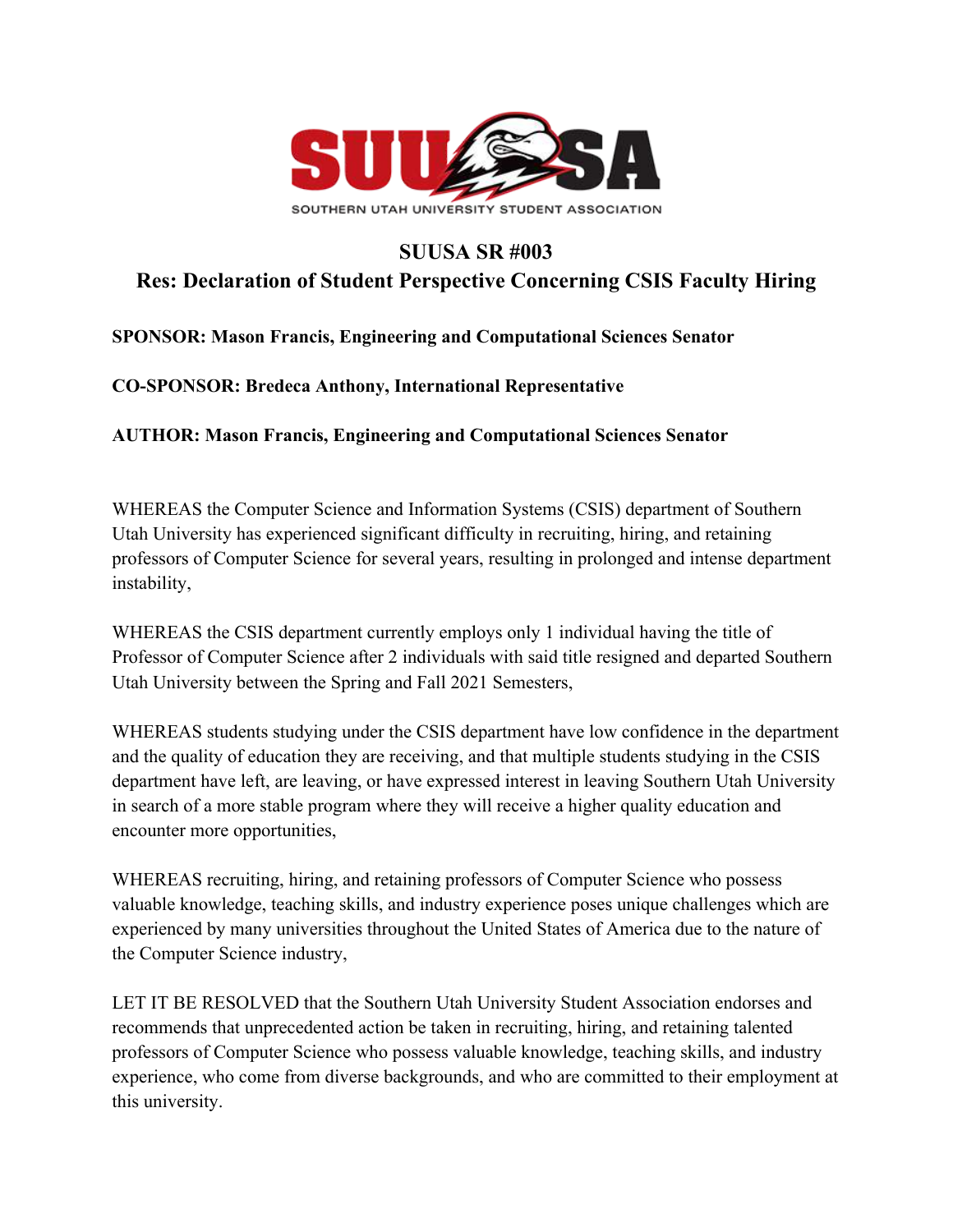SOUTHERN UTAH UNIVERSITY STUDENT ASSOCIATION

# SUUSA SR #003

## Res: Declaration of Student Perspective Concerning CSIS Faculty Hiring

**SPONSOR: Mason Francis, Engineering and Computational Sciences Senator**

**CO-SPONSOR: Bredeca Anthony, International Representative**

**AUTHOR: Mason Francis, Engineering and Computational Sciences Senator**

WHEREAS the Computer Science and Information Systems (CSIS) department of Southern Utah University has experienced significant difficulty in recruiting, hiring, and retaining professors of Computer Science for several years, resulting in prolonged and intense department instability,

WHEREAS the CSIS department currently employs only 1 individual having the title of Professor of Computer Science after 2 individuals with said title resigned and departed Southern Utah University between the Spring and Fall 2021 Semesters,

WHEREAS students studying under the CSIS department have low confidence in the department and the quality of education they are receiving, and that multiple students studying in the CSIS department have left, are leaving, or have expressed interest in leaving Southern Utah University in search of a more stable program where they will receive a higher quality education and encounter more opportunities,

WHEREAS recruiting, hiring, and retaining professors of Computer Science who possess valuable knowledge, teaching skills, and industry experience poses unique challenges which are experienced by many universities throughout the United States of America due to the nature of the Computer Science industry,

LET IT BE RESOLVED that the Southern Utah University Student Association endorses and recommends that unprecedented action be taken in recruiting, hiring, and retaining talented professors of Computer Science who possess valuable knowledge, teaching skills, and industry experience, who come from diverse backgrounds, and who are committed to their employment at this university.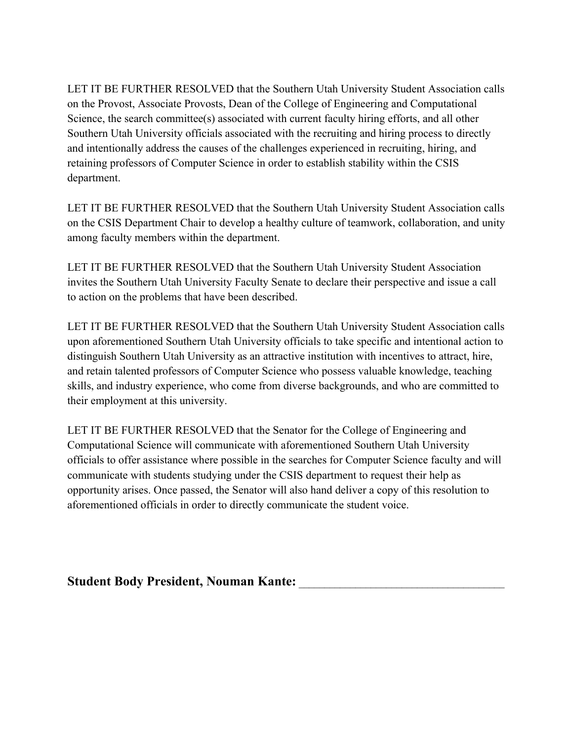LET IT BE FURTHER RESOLVED that the Southern Utah University Student Association calls on the Provost, Associate Provosts, Dean of the College of Engineering and Computational Science, the search committee(s) associated with current faculty hiring efforts, and all other Southern Utah University officials associated with the recruiting and hiring process to directly and intentionally address the causes of the challenges experienced in recruiting, hiring, and retaining professors of Computer Science in order to establish stability within the CSIS department.

LET IT BE FURTHER RESOLVED that the Southern Utah University Student Association calls on the CSIS Department Chair to develop a healthy culture of teamwork, collaboration, and unity among faculty members within the department.

LET IT BE FURTHER RESOLVED that the Southern Utah University Student Association invites the Southern Utah University Faculty Senate to declare their perspective and issue a call to action on the problems that have been described.

LET IT BE FURTHER RESOLVED that the Southern Utah University Student Association calls upon aforementioned Southern Utah University officials to take specific and intentional action to distinguish Southern Utah University as an attractive institution with incentives to attract, hire, and retain talented professors of Computer Science who possess valuable knowledge, teaching skills, and industry experience, who come from diverse backgrounds, and who are committed to their employment at this university.

LET IT BE FURTHER RESOLVED that the Senator for the College of Engineering and Computational Science will communicate with aforementioned Southern Utah University officials to offer assistance where possible in the searches for Computer Science faculty and will communicate with students studying under the CSIS department to request their help as opportunity arises. Once passed, the Senator will also hand deliver a copy of this resolution to aforementioned officials in order to directly communicate the student voice.

**Student Body President, Nouman Kante:** ________________________________